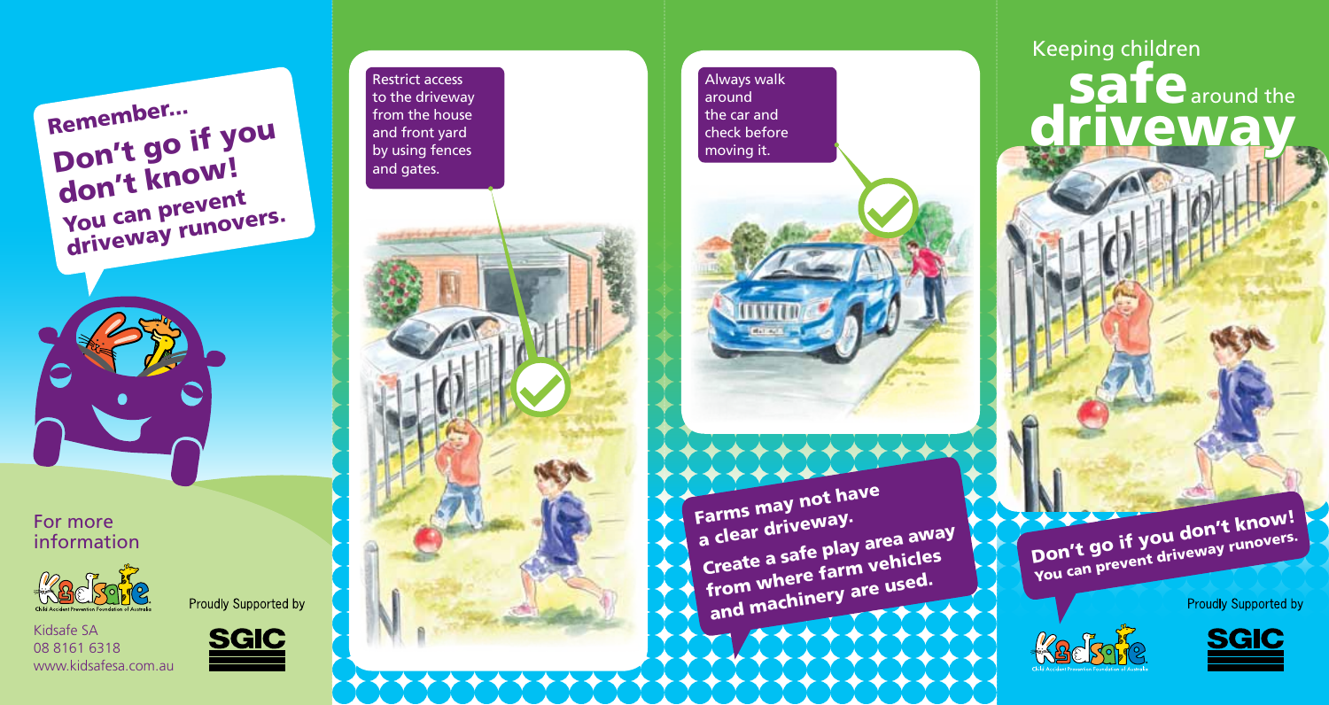**Remember...**
**Don't go if you don't know!**
**You can prevent driveway runovers.**

For more information

Kidsafe SA
08 8161 6318
www.kidsafesa.com.au

Proudly Supported by

SGIC

Restrict access to the driveway from the house and front yard by using fences and gates.

Always walk around the car and check before moving it.

**Farms may not have a clear driveway.**
**Create a safe play area away from where farm vehicles and machinery are used.**

# Keeping children **safe** around the **driveway**

**Don't go if you don't know!**
**You can prevent driveway runovers.**

Proudly Supported by

SGIC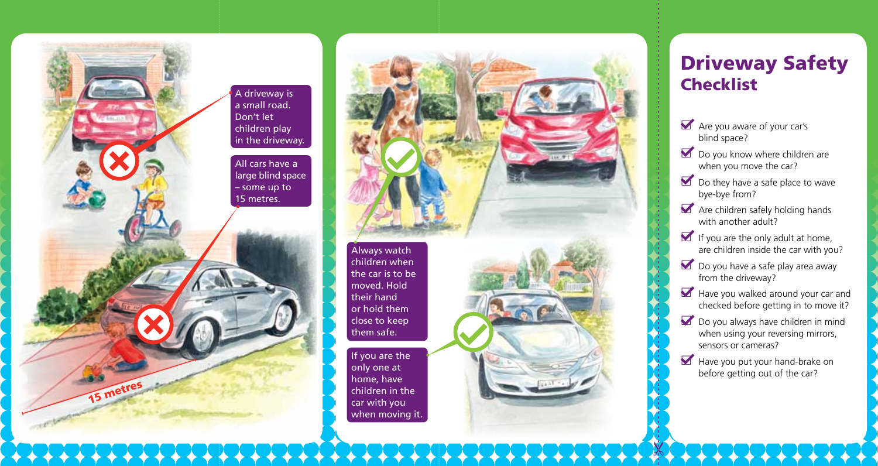A driveway is a small road. Don't let children play in the driveway.

All cars have a large blind space – some up to 15 metres.

15 metres

Always watch children when the car is to be moved. Hold their hand or hold them close to keep them safe.

If you are the only one at home, have children in the car with you when moving it.

# Driveway Safety Checklist

- ☑ Are you aware of your car's blind space?
- ☑ Do you know where children are when you move the car?
- ☑ Do they have a safe place to wave bye-bye from?
- ☑ Are children safely holding hands with another adult?
- ☑ If you are the only adult at home, are children inside the car with you?
- ☑ Do you have a safe play area away from the driveway?
- ☑ Have you walked around your car and checked before getting in to move it?
- ☑ Do you always have children in mind when using your reversing mirrors, sensors or cameras?
- ☑ Have you put your hand-brake on before getting out of the car?